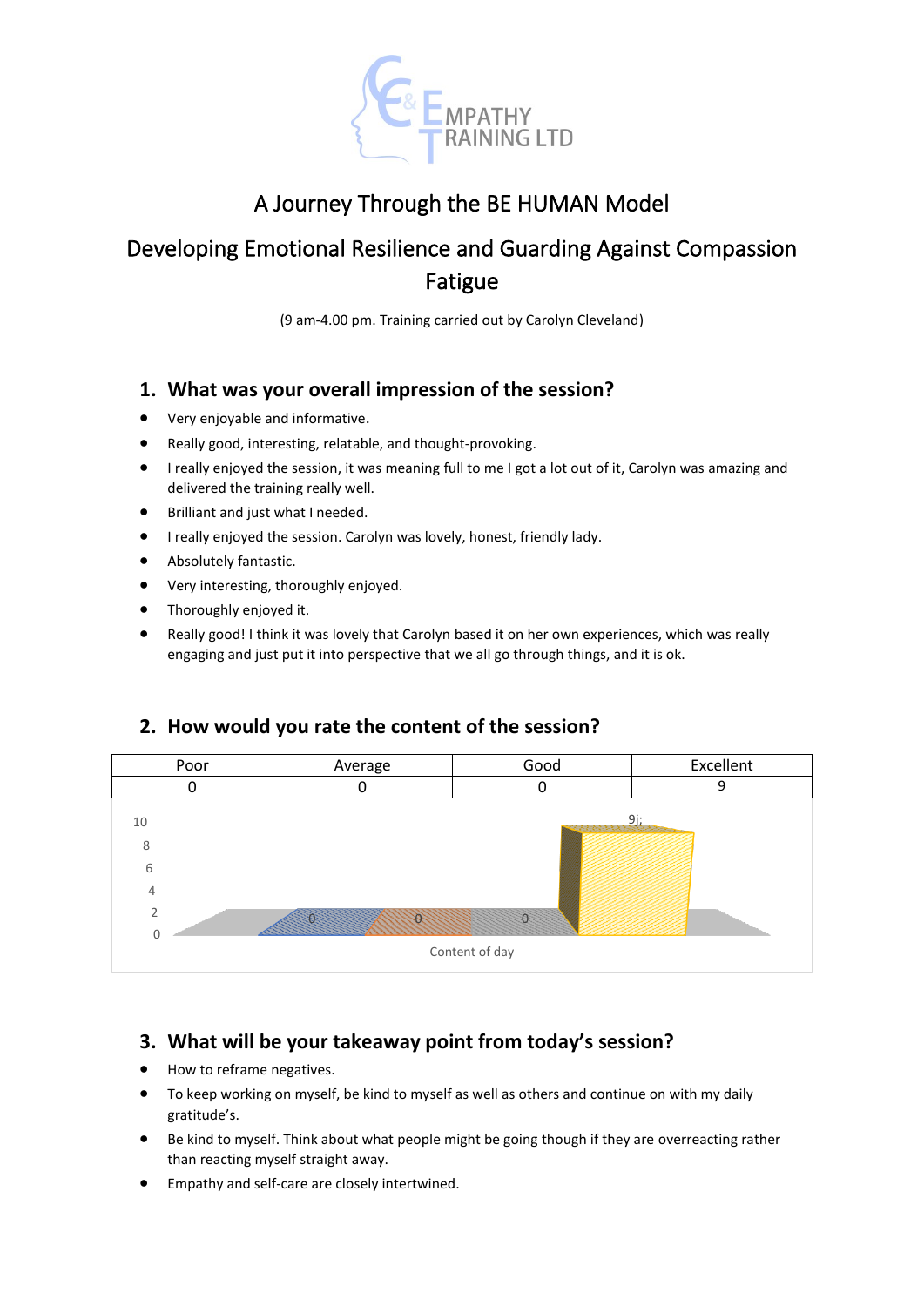# A Journey Through the BE HUMAN Model

## Developing Emotional Resilience and Guarding Against Compassion Fatigue

(9 am-4.00 pm. Training carried out by Carolyn Cleveland)

### 1. What was your overall impression of the session?

- Very enjoyable and informative.
- Really good, interesting, relatable, and thought-provoking.
- I really enjoyed the session, it was meaning full to me I got a lot out of it, Carolyn was amazing and delivered the training really well.
- Brilliant and just what I needed.
- I really enjoyed the session. Carolyn was lovely, honest, friendly lady.
- Absolutely fantastic.
- Very interesting, thoroughly enjoyed.
- Thoroughly enjoyed it.
- Really good! I think it was lovely that Carolyn based it on her own experiences, which was really engaging and just put it into perspective that we all go through things, and it is ok.

### 2. How would you rate the content of the session?

| Poor | Average | Good | Excellent |
|---|---|---|---|
| 0 | 0 | 0 | 9 |

Content of day

### 3. What will be your takeaway point from today's session?

- How to reframe negatives.
- To keep working on myself, be kind to myself as well as others and continue on with my daily gratitude's.
- Be kind to myself. Think about what people might be going though if they are overreacting rather than reacting myself straight away.
- Empathy and self-care are closely intertwined.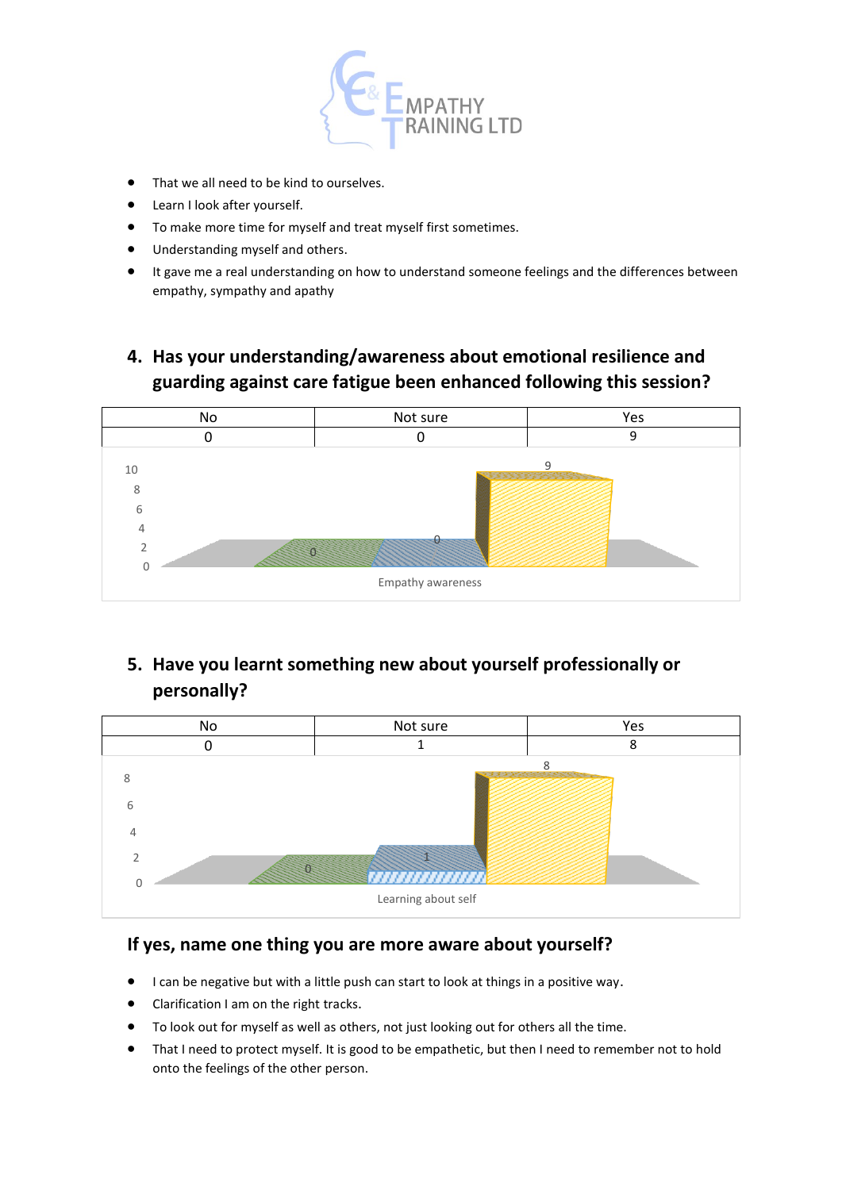- That we all need to be kind to ourselves.
- Learn I look after yourself.
- To make more time for myself and treat myself first sometimes.
- Understanding myself and others.
- It gave me a real understanding on how to understand someone feelings and the differences between empathy, sympathy and apathy

## 4. Has your understanding/awareness about emotional resilience and guarding against care fatigue been enhanced following this session?

| No | Not sure | Yes |
|---|---|---|
| 0 | 0 | 9 |

Empathy awareness

## 5. Have you learnt something new about yourself professionally or personally?

| No | Not sure | Yes |
|---|---|---|
| 0 | 1 | 8 |

Learning about self

## If yes, name one thing you are more aware about yourself?

- I can be negative but with a little push can start to look at things in a positive way.
- Clarification I am on the right tracks.
- To look out for myself as well as others, not just looking out for others all the time.
- That I need to protect myself. It is good to be empathetic, but then I need to remember not to hold onto the feelings of the other person.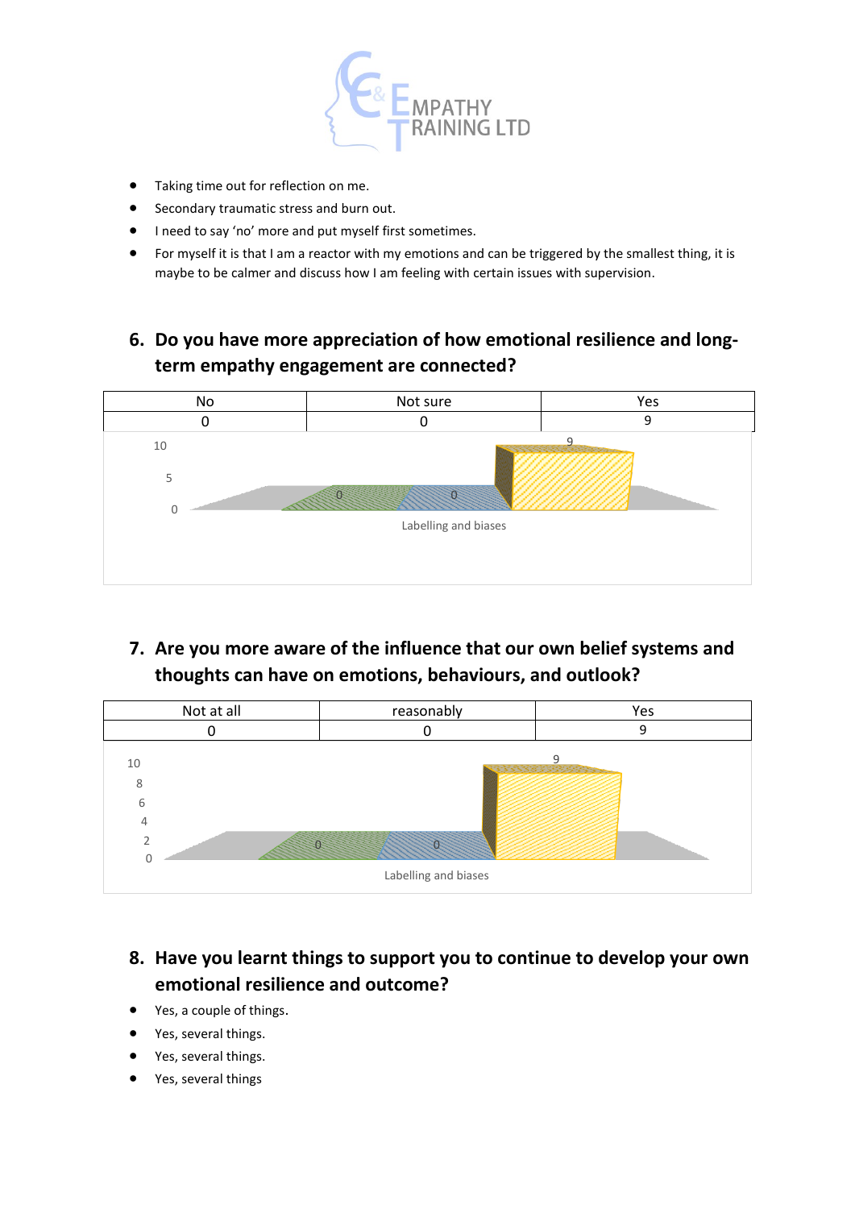- Taking time out for reflection on me.
- Secondary traumatic stress and burn out.
- I need to say 'no' more and put myself first sometimes.
- For myself it is that I am a reactor with my emotions and can be triggered by the smallest thing, it is maybe to be calmer and discuss how I am feeling with certain issues with supervision.

## 6. Do you have more appreciation of how emotional resilience and long-term empathy engagement are connected?

| No | Not sure | Yes |
|---|---|---|
| 0 | 0 | 9 |

Labelling and biases

## 7. Are you more aware of the influence that our own belief systems and thoughts can have on emotions, behaviours, and outlook?

| Not at all | reasonably | Yes |
|---|---|---|
| 0 | 0 | 9 |

Labelling and biases

## 8. Have you learnt things to support you to continue to develop your own emotional resilience and outcome?

- Yes, a couple of things.
- Yes, several things.
- Yes, several things.
- Yes, several things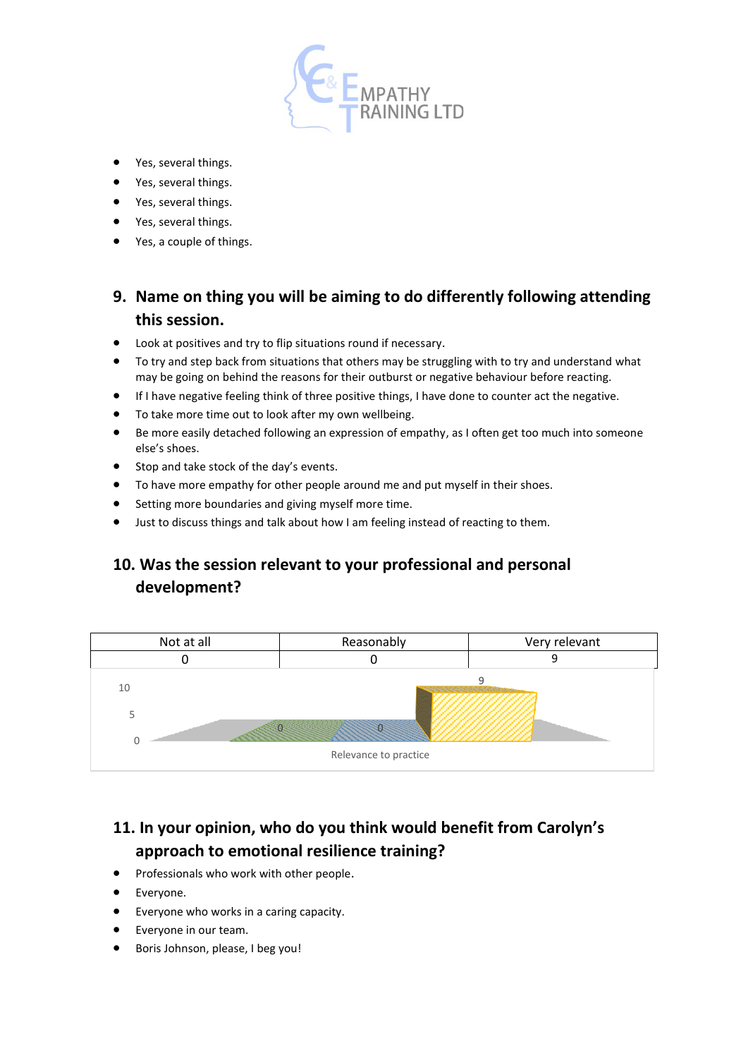- Yes, several things.
- Yes, several things.
- Yes, several things.
- Yes, several things.
- Yes, a couple of things.

## 9. Name on thing you will be aiming to do differently following attending this session.

- Look at positives and try to flip situations round if necessary.
- To try and step back from situations that others may be struggling with to try and understand what may be going on behind the reasons for their outburst or negative behaviour before reacting.
- If I have negative feeling think of three positive things, I have done to counter act the negative.
- To take more time out to look after my own wellbeing.
- Be more easily detached following an expression of empathy, as I often get too much into someone else's shoes.
- Stop and take stock of the day's events.
- To have more empathy for other people around me and put myself in their shoes.
- Setting more boundaries and giving myself more time.
- Just to discuss things and talk about how I am feeling instead of reacting to them.

## 10. Was the session relevant to your professional and personal development?

| Not at all | Reasonably | Very relevant |
|---|---|---|
| 0 | 0 | 9 |

Relevance to practice

## 11. In your opinion, who do you think would benefit from Carolyn's approach to emotional resilience training?

- Professionals who work with other people.
- Everyone.
- Everyone who works in a caring capacity.
- Everyone in our team.
- Boris Johnson, please, I beg you!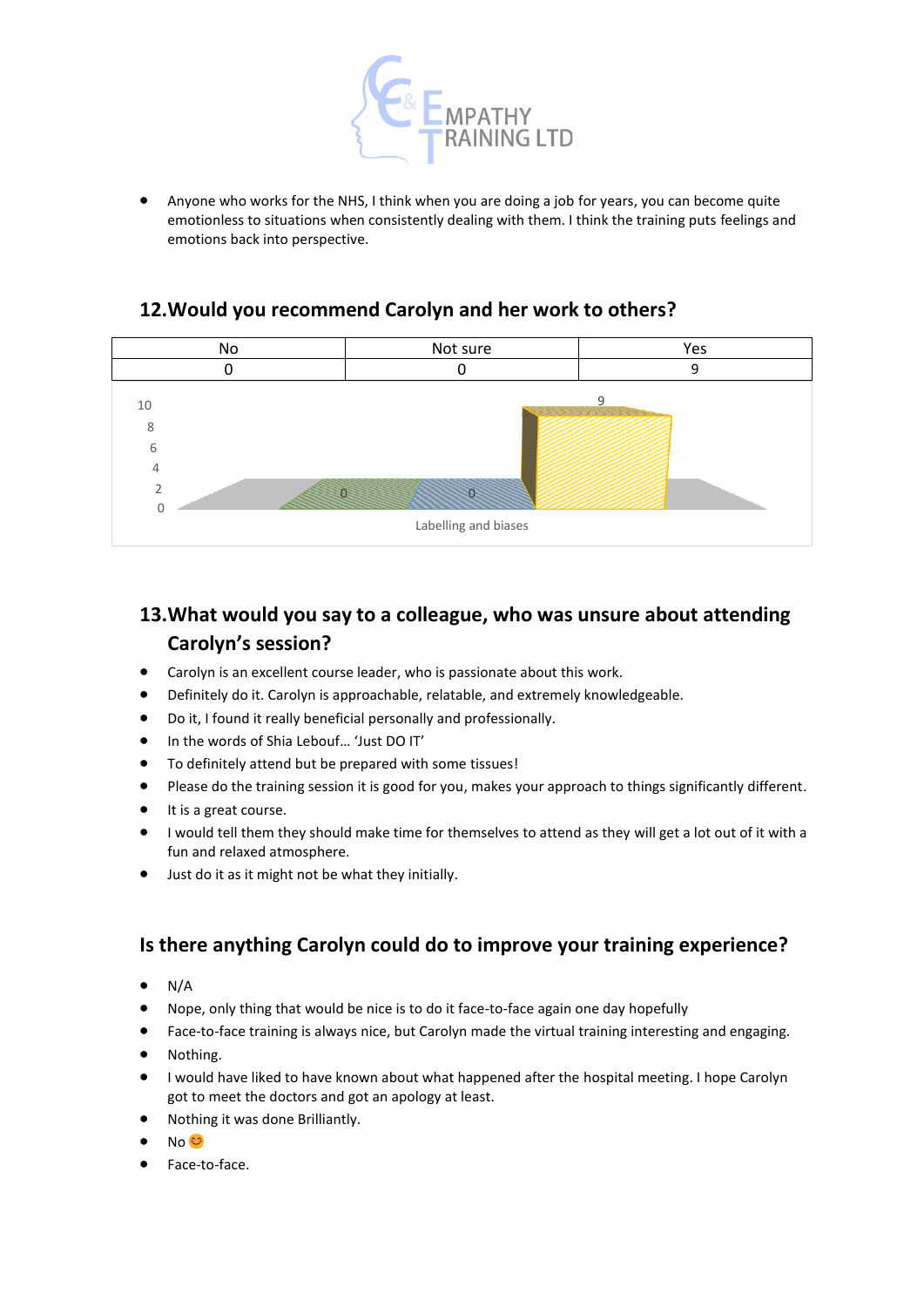- Anyone who works for the NHS, I think when you are doing a job for years, you can become quite emotionless to situations when consistently dealing with them. I think the training puts feelings and emotions back into perspective.

## 12. Would you recommend Carolyn and her work to others?

| No | Not sure | Yes |
|---|---|---|
| 0 | 0 | 9 |

## 13. What would you say to a colleague, who was unsure about attending Carolyn's session?

- Carolyn is an excellent course leader, who is passionate about this work.
- Definitely do it. Carolyn is approachable, relatable, and extremely knowledgeable.
- Do it, I found it really beneficial personally and professionally.
- In the words of Shia Lebouf… 'Just DO IT'
- To definitely attend but be prepared with some tissues!
- Please do the training session it is good for you, makes your approach to things significantly different.
- It is a great course.
- I would tell them they should make time for themselves to attend as they will get a lot out of it with a fun and relaxed atmosphere.
- Just do it as it might not be what they initially.

## Is there anything Carolyn could do to improve your training experience?

- N/A
- Nope, only thing that would be nice is to do it face-to-face again one day hopefully
- Face-to-face training is always nice, but Carolyn made the virtual training interesting and engaging.
- Nothing.
- I would have liked to have known about what happened after the hospital meeting. I hope Carolyn got to meet the doctors and got an apology at least.
- Nothing it was done Brilliantly.
- No 😊
- Face-to-face.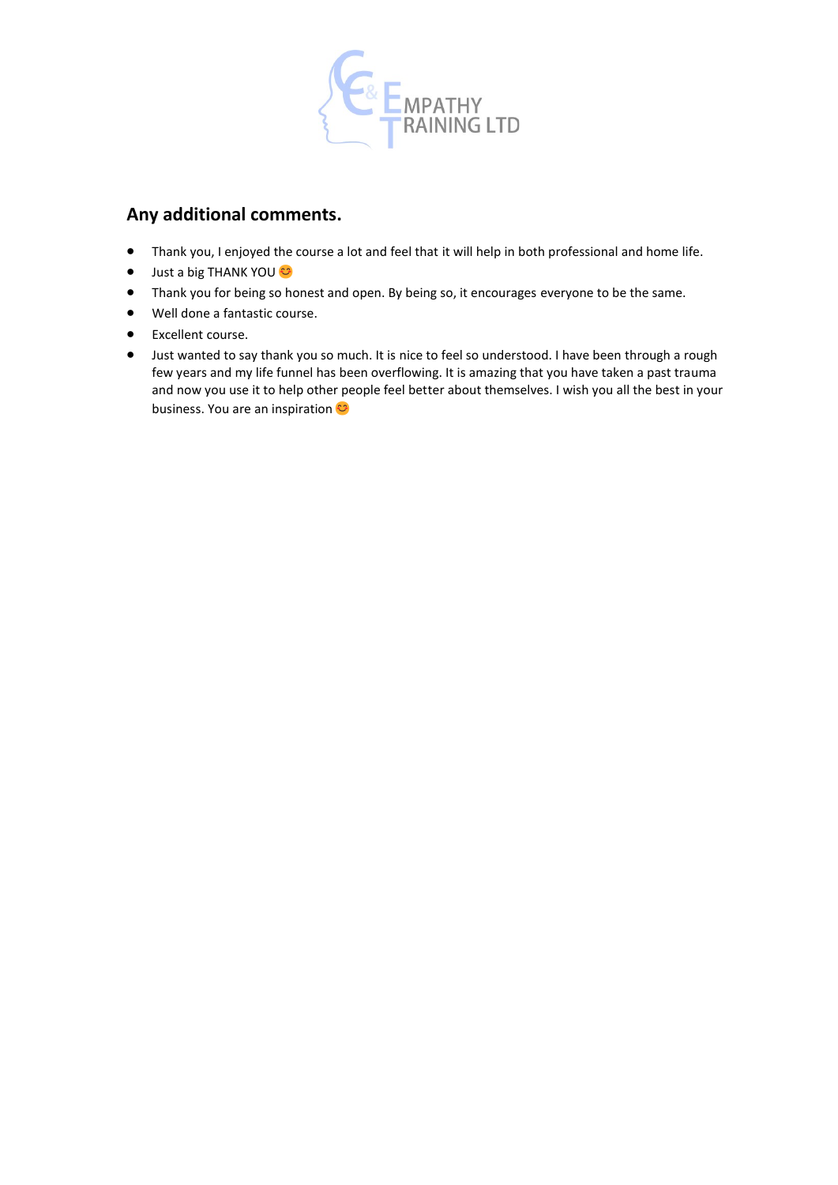## Any additional comments.

- Thank you, I enjoyed the course a lot and feel that it will help in both professional and home life.
- Just a big THANK YOU 😊
- Thank you for being so honest and open. By being so, it encourages everyone to be the same.
- Well done a fantastic course.
- Excellent course.
- Just wanted to say thank you so much. It is nice to feel so understood. I have been through a rough few years and my life funnel has been overflowing. It is amazing that you have taken a past trauma and now you use it to help other people feel better about themselves. I wish you all the best in your business. You are an inspiration 😊